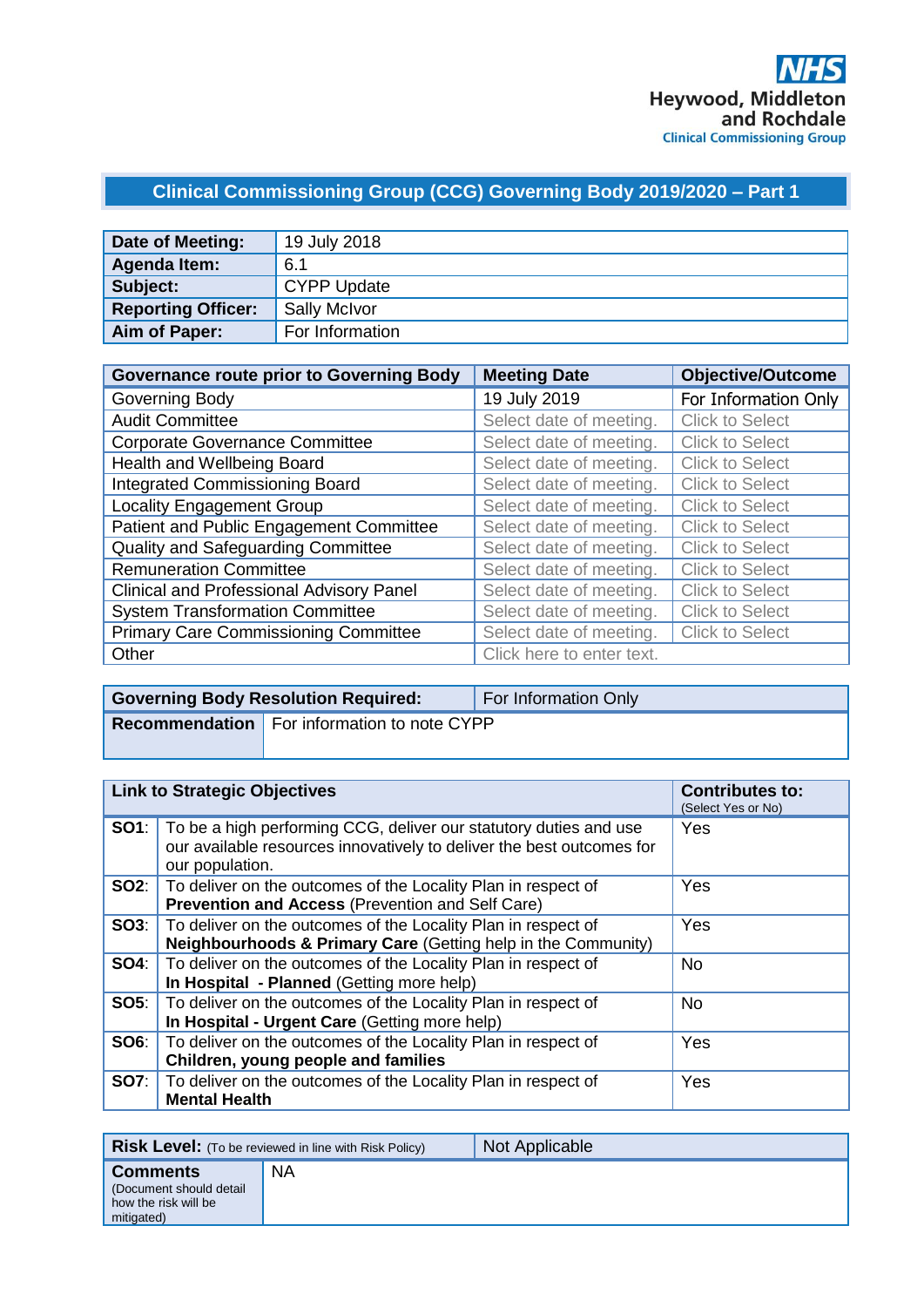NHS Heywood, Middleton and Rochdale Clinical Commissioning Group

# Clinical Commissioning Group (CCG) Governing Body 2019/2020 – Part 1

| | |
|---|---|
| **Date of Meeting:** | 19 July 2018 |
| **Agenda Item:** | 6.1 |
| **Subject:** | CYPP Update |
| **Reporting Officer:** | Sally McIvor |
| **Aim of Paper:** | For Information |

| **Governance route prior to Governing Body** | **Meeting Date** | **Objective/Outcome** |
|---|---|---|
| Governing Body | 19 July 2019 | For Information Only |
| Audit Committee | Select date of meeting. | Click to Select |
| Corporate Governance Committee | Select date of meeting. | Click to Select |
| Health and Wellbeing Board | Select date of meeting. | Click to Select |
| Integrated Commissioning Board | Select date of meeting. | Click to Select |
| Locality Engagement Group | Select date of meeting. | Click to Select |
| Patient and Public Engagement Committee | Select date of meeting. | Click to Select |
| Quality and Safeguarding Committee | Select date of meeting. | Click to Select |
| Remuneration Committee | Select date of meeting. | Click to Select |
| Clinical and Professional Advisory Panel | Select date of meeting. | Click to Select |
| System Transformation Committee | Select date of meeting. | Click to Select |
| Primary Care Commissioning Committee | Select date of meeting. | Click to Select |
| Other | Click here to enter text. | |

| | |
|---|---|
| **Governing Body Resolution Required:** | For Information Only |
| **Recommendation** | For information to note CYPP |

| **Link to Strategic Objectives** | | **Contributes to:** (Select Yes or No) |
|---|---|---|
| **SO1**: | To be a high performing CCG, deliver our statutory duties and use our available resources innovatively to deliver the best outcomes for our population. | Yes |
| **SO2**: | To deliver on the outcomes of the Locality Plan in respect of **Prevention and Access** (Prevention and Self Care) | Yes |
| **SO3**: | To deliver on the outcomes of the Locality Plan in respect of **Neighbourhoods & Primary Care** (Getting help in the Community) | Yes |
| **SO4**: | To deliver on the outcomes of the Locality Plan in respect of **In Hospital - Planned** (Getting more help) | No |
| **SO5**: | To deliver on the outcomes of the Locality Plan in respect of **In Hospital - Urgent Care** (Getting more help) | No |
| **SO6**: | To deliver on the outcomes of the Locality Plan in respect of **Children, young people and families** | Yes |
| **SO7**: | To deliver on the outcomes of the Locality Plan in respect of **Mental Health** | Yes |

| | |
|---|---|
| **Risk Level:** (To be reviewed in line with Risk Policy) | Not Applicable |
| **Comments** (Document should detail how the risk will be mitigated) | NA |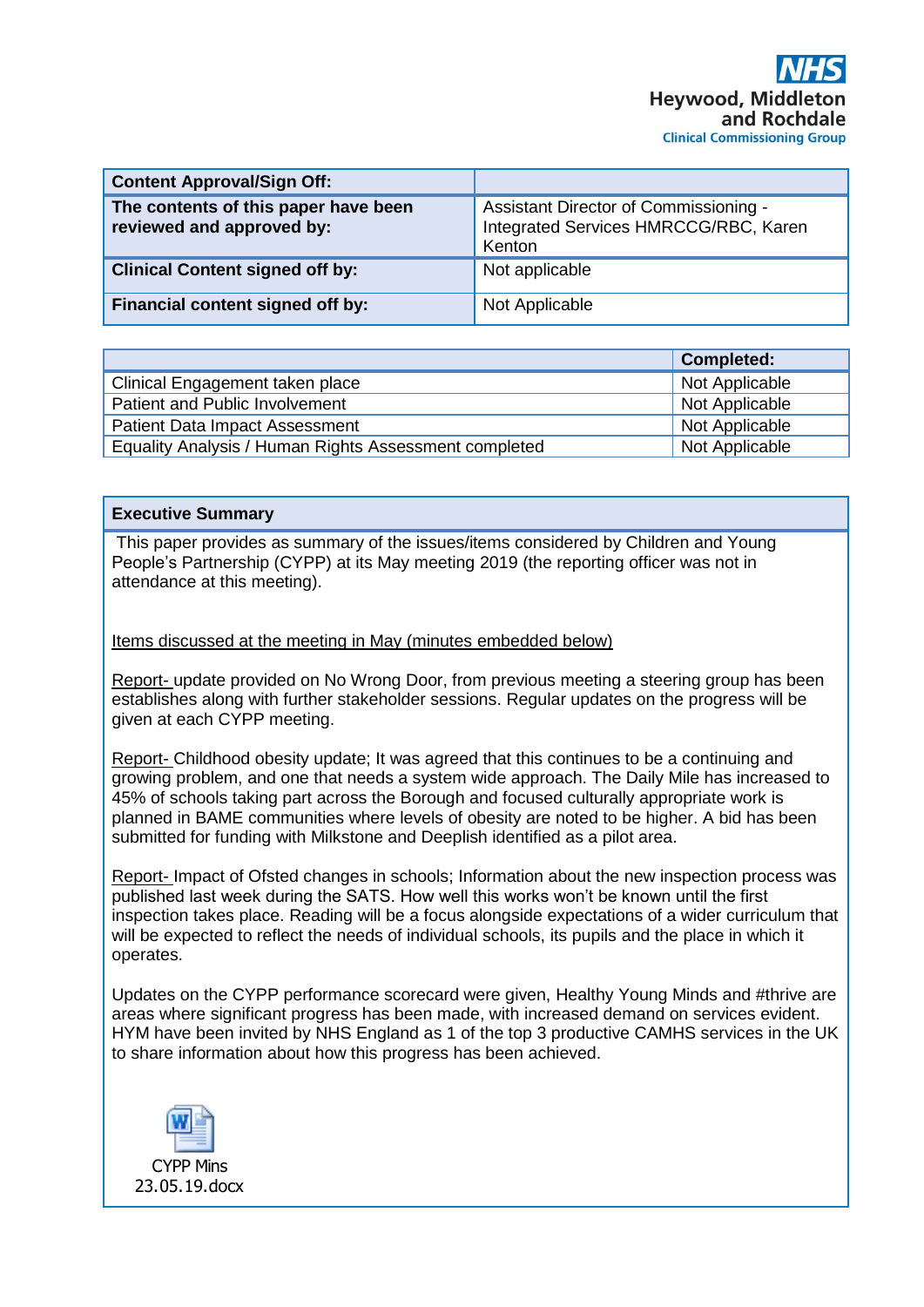Heywood, Middleton and Rochdale
Clinical Commissioning Group

| Content Approval/Sign Off: | |
|---|---|
| **The contents of this paper have been reviewed and approved by:** | Assistant Director of Commissioning - Integrated Services HMRCCG/RBC, Karen Kenton |
| **Clinical Content signed off by:** | Not applicable |
| **Financial content signed off by:** | Not Applicable |

| | Completed: |
|---|---|
| Clinical Engagement taken place | Not Applicable |
| Patient and Public Involvement | Not Applicable |
| Patient Data Impact Assessment | Not Applicable |
| Equality Analysis / Human Rights Assessment completed | Not Applicable |

## Executive Summary

This paper provides as summary of the issues/items considered by Children and Young People's Partnership (CYPP) at its May meeting 2019 (the reporting officer was not in attendance at this meeting).

Items discussed at the meeting in May (minutes embedded below)

Report- update provided on No Wrong Door, from previous meeting a steering group has been establishes along with further stakeholder sessions. Regular updates on the progress will be given at each CYPP meeting.

Report- Childhood obesity update; It was agreed that this continues to be a continuing and growing problem, and one that needs a system wide approach. The Daily Mile has increased to 45% of schools taking part across the Borough and focused culturally appropriate work is planned in BAME communities where levels of obesity are noted to be higher. A bid has been submitted for funding with Milkstone and Deeplish identified as a pilot area.

Report- Impact of Ofsted changes in schools; Information about the new inspection process was published last week during the SATS. How well this works won't be known until the first inspection takes place. Reading will be a focus alongside expectations of a wider curriculum that will be expected to reflect the needs of individual schools, its pupils and the place in which it operates.

Updates on the CYPP performance scorecard were given, Healthy Young Minds and #thrive are areas where significant progress has been made, with increased demand on services evident. HYM have been invited by NHS England as 1 of the top 3 productive CAMHS services in the UK to share information about how this progress has been achieved.

CYPP Mins 23.05.19.docx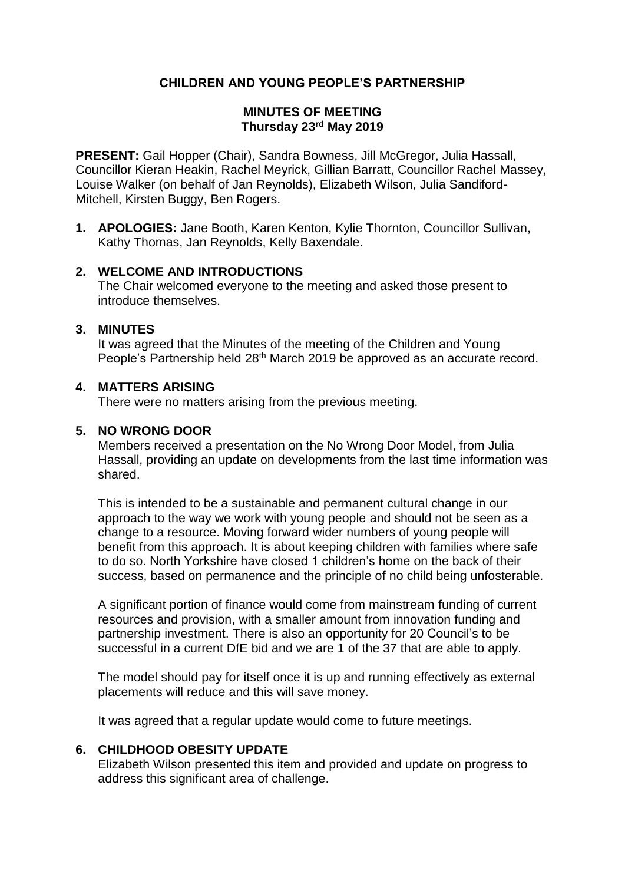**CHILDREN AND YOUNG PEOPLE'S PARTNERSHIP**

**MINUTES OF MEETING**
**Thursday 23rd May 2019**

**PRESENT:** Gail Hopper (Chair), Sandra Bowness, Jill McGregor, Julia Hassall, Councillor Kieran Heakin, Rachel Meyrick, Gillian Barratt, Councillor Rachel Massey, Louise Walker (on behalf of Jan Reynolds), Elizabeth Wilson, Julia Sandiford-Mitchell, Kirsten Buggy, Ben Rogers.

1. **APOLOGIES:** Jane Booth, Karen Kenton, Kylie Thornton, Councillor Sullivan, Kathy Thomas, Jan Reynolds, Kelly Baxendale.

2. **WELCOME AND INTRODUCTIONS**
   The Chair welcomed everyone to the meeting and asked those present to introduce themselves.

3. **MINUTES**
   It was agreed that the Minutes of the meeting of the Children and Young People's Partnership held 28th March 2019 be approved as an accurate record.

4. **MATTERS ARISING**
   There were no matters arising from the previous meeting.

5. **NO WRONG DOOR**
   Members received a presentation on the No Wrong Door Model, from Julia Hassall, providing an update on developments from the last time information was shared.

   This is intended to be a sustainable and permanent cultural change in our approach to the way we work with young people and should not be seen as a change to a resource. Moving forward wider numbers of young people will benefit from this approach. It is about keeping children with families where safe to do so. North Yorkshire have closed 1 children's home on the back of their success, based on permanence and the principle of no child being unfosterable.

   A significant portion of finance would come from mainstream funding of current resources and provision, with a smaller amount from innovation funding and partnership investment. There is also an opportunity for 20 Council's to be successful in a current DfE bid and we are 1 of the 37 that are able to apply.

   The model should pay for itself once it is up and running effectively as external placements will reduce and this will save money.

   It was agreed that a regular update would come to future meetings.

6. **CHILDHOOD OBESITY UPDATE**
   Elizabeth Wilson presented this item and provided and update on progress to address this significant area of challenge.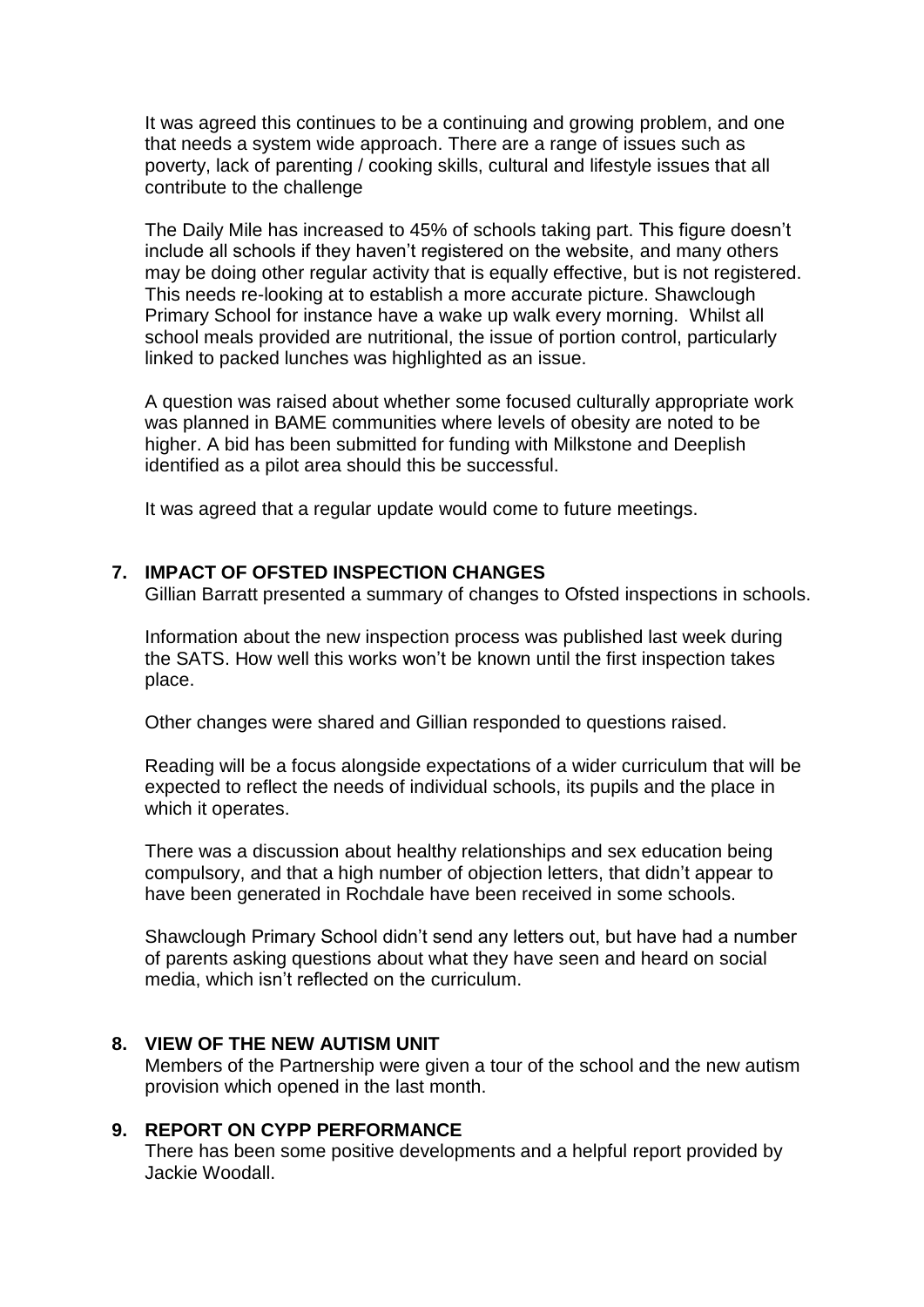It was agreed this continues to be a continuing and growing problem, and one that needs a system wide approach. There are a range of issues such as poverty, lack of parenting / cooking skills, cultural and lifestyle issues that all contribute to the challenge

The Daily Mile has increased to 45% of schools taking part. This figure doesn't include all schools if they haven't registered on the website, and many others may be doing other regular activity that is equally effective, but is not registered. This needs re-looking at to establish a more accurate picture. Shawclough Primary School for instance have a wake up walk every morning. Whilst all school meals provided are nutritional, the issue of portion control, particularly linked to packed lunches was highlighted as an issue.

A question was raised about whether some focused culturally appropriate work was planned in BAME communities where levels of obesity are noted to be higher. A bid has been submitted for funding with Milkstone and Deeplish identified as a pilot area should this be successful.

It was agreed that a regular update would come to future meetings.

## 7. IMPACT OF OFSTED INSPECTION CHANGES

Gillian Barratt presented a summary of changes to Ofsted inspections in schools.

Information about the new inspection process was published last week during the SATS. How well this works won't be known until the first inspection takes place.

Other changes were shared and Gillian responded to questions raised.

Reading will be a focus alongside expectations of a wider curriculum that will be expected to reflect the needs of individual schools, its pupils and the place in which it operates.

There was a discussion about healthy relationships and sex education being compulsory, and that a high number of objection letters, that didn't appear to have been generated in Rochdale have been received in some schools.

Shawclough Primary School didn't send any letters out, but have had a number of parents asking questions about what they have seen and heard on social media, which isn't reflected on the curriculum.

## 8. VIEW OF THE NEW AUTISM UNIT

Members of the Partnership were given a tour of the school and the new autism provision which opened in the last month.

## 9. REPORT ON CYPP PERFORMANCE

There has been some positive developments and a helpful report provided by Jackie Woodall.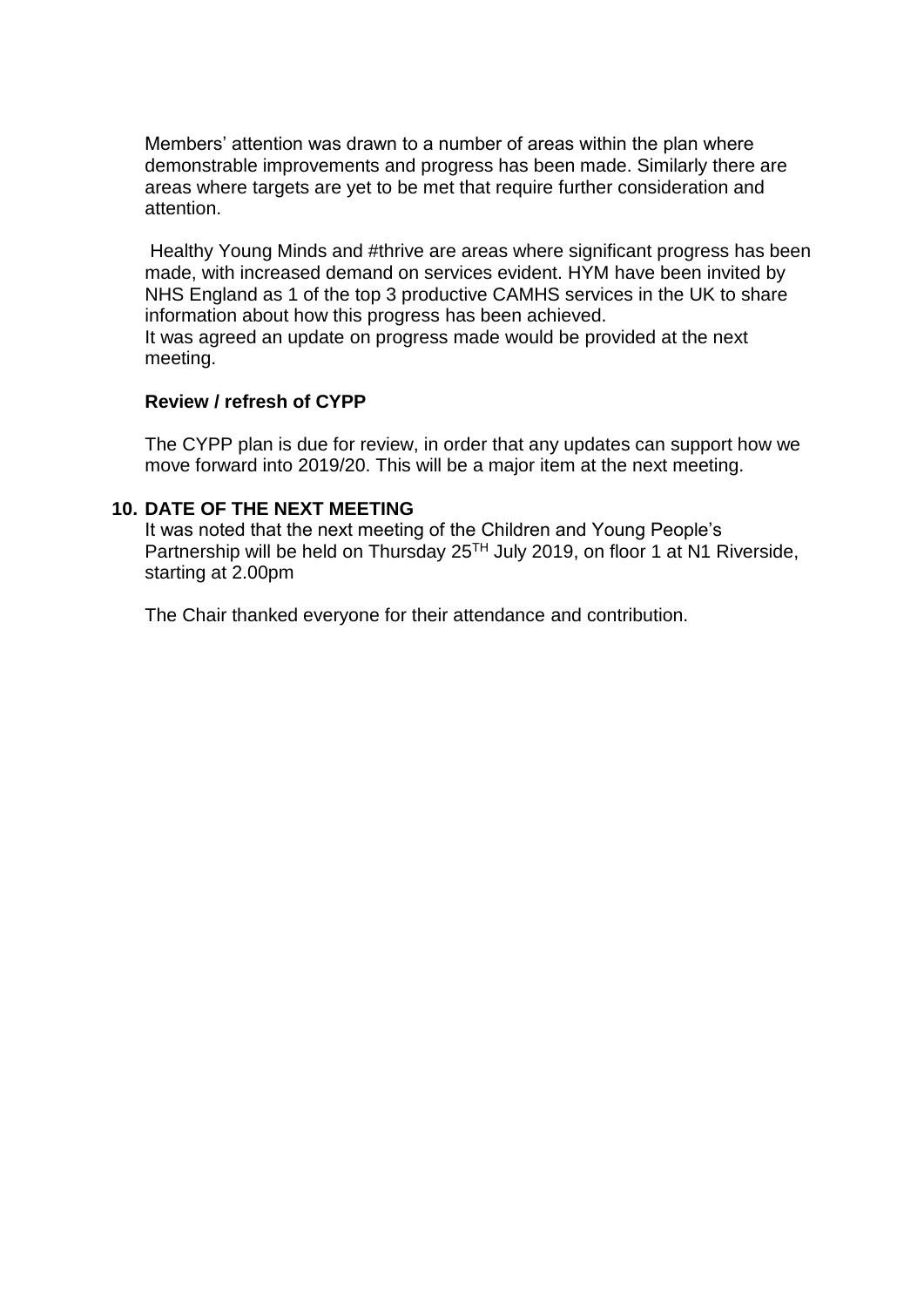Members' attention was drawn to a number of areas within the plan where demonstrable improvements and progress has been made. Similarly there are areas where targets are yet to be met that require further consideration and attention.

Healthy Young Minds and #thrive are areas where significant progress has been made, with increased demand on services evident. HYM have been invited by NHS England as 1 of the top 3 productive CAMHS services in the UK to share information about how this progress has been achieved.
It was agreed an update on progress made would be provided at the next meeting.

**Review / refresh of CYPP**

The CYPP plan is due for review, in order that any updates can support how we move forward into 2019/20. This will be a major item at the next meeting.

## 10. DATE OF THE NEXT MEETING

It was noted that the next meeting of the Children and Young People's Partnership will be held on Thursday 25TH July 2019, on floor 1 at N1 Riverside, starting at 2.00pm

The Chair thanked everyone for their attendance and contribution.